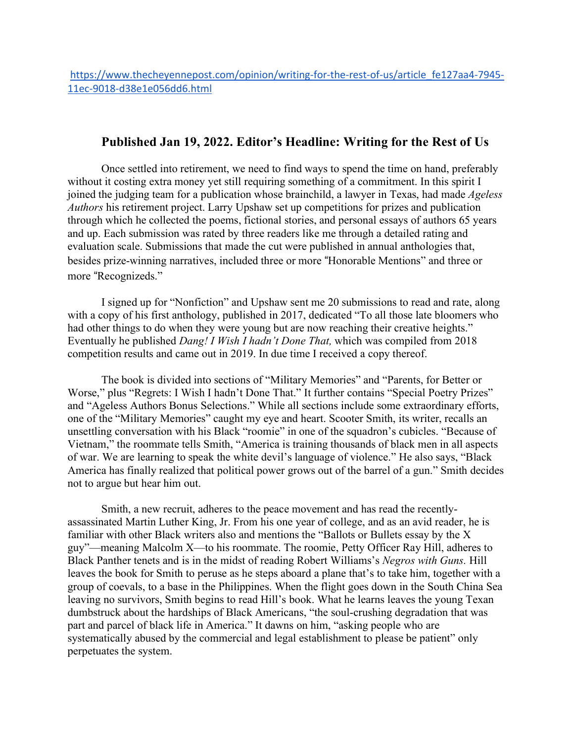https://www.thecheyennepost.com/opinion/writing-for-the-rest-of-us/article_fe127aa4-7945-11ec-9018-d38e1e056dd6.html

## Published Jan 19, 2022. Editor's Headline: Writing for the Rest of Us

Once settled into retirement, we need to find ways to spend the time on hand, preferably without it costing extra money yet still requiring something of a commitment. In this spirit I joined the judging team for a publication whose brainchild, a lawyer in Texas, had made *Ageless Authors* his retirement project. Larry Upshaw set up competitions for prizes and publication through which he collected the poems, fictional stories, and personal essays of authors 65 years and up. Each submission was rated by three readers like me through a detailed rating and evaluation scale. Submissions that made the cut were published in annual anthologies that, besides prize-winning narratives, included three or more "Honorable Mentions" and three or more "Recognizeds."

I signed up for "Nonfiction" and Upshaw sent me 20 submissions to read and rate, along with a copy of his first anthology, published in 2017, dedicated "To all those late bloomers who had other things to do when they were young but are now reaching their creative heights." Eventually he published *Dang! I Wish I hadn't Done That,* which was compiled from 2018 competition results and came out in 2019. In due time I received a copy thereof.

The book is divided into sections of "Military Memories" and "Parents, for Better or Worse," plus "Regrets: I Wish I hadn't Done That." It further contains "Special Poetry Prizes" and "Ageless Authors Bonus Selections." While all sections include some extraordinary efforts, one of the "Military Memories" caught my eye and heart. Scooter Smith, its writer, recalls an unsettling conversation with his Black "roomie" in one of the squadron's cubicles. "Because of Vietnam," the roommate tells Smith, "America is training thousands of black men in all aspects of war. We are learning to speak the white devil's language of violence." He also says, "Black America has finally realized that political power grows out of the barrel of a gun." Smith decides not to argue but hear him out.

Smith, a new recruit, adheres to the peace movement and has read the recently-assassinated Martin Luther King, Jr. From his one year of college, and as an avid reader, he is familiar with other Black writers also and mentions the "Ballots or Bullets essay by the X guy"—meaning Malcolm X—to his roommate. The roomie, Petty Officer Ray Hill, adheres to Black Panther tenets and is in the midst of reading Robert Williams's *Negros with Guns.* Hill leaves the book for Smith to peruse as he steps aboard a plane that's to take him, together with a group of coevals, to a base in the Philippines. When the flight goes down in the South China Sea leaving no survivors, Smith begins to read Hill's book. What he learns leaves the young Texan dumbstruck about the hardships of Black Americans, "the soul-crushing degradation that was part and parcel of black life in America." It dawns on him, "asking people who are systematically abused by the commercial and legal establishment to please be patient" only perpetuates the system.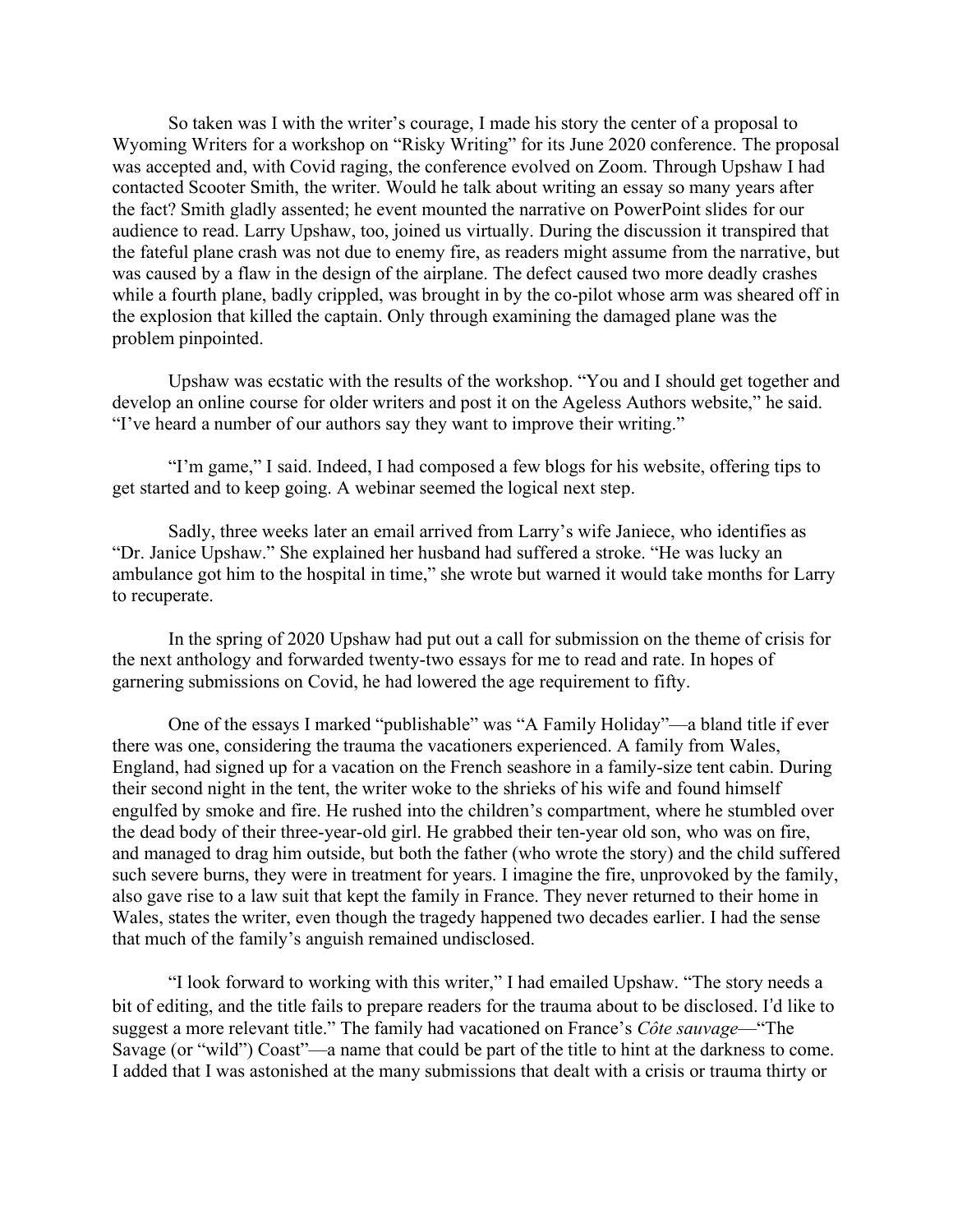So taken was I with the writer's courage, I made his story the center of a proposal to Wyoming Writers for a workshop on "Risky Writing" for its June 2020 conference. The proposal was accepted and, with Covid raging, the conference evolved on Zoom. Through Upshaw I had contacted Scooter Smith, the writer. Would he talk about writing an essay so many years after the fact? Smith gladly assented; he event mounted the narrative on PowerPoint slides for our audience to read. Larry Upshaw, too, joined us virtually. During the discussion it transpired that the fateful plane crash was not due to enemy fire, as readers might assume from the narrative, but was caused by a flaw in the design of the airplane. The defect caused two more deadly crashes while a fourth plane, badly crippled, was brought in by the co-pilot whose arm was sheared off in the explosion that killed the captain. Only through examining the damaged plane was the problem pinpointed.

Upshaw was ecstatic with the results of the workshop. "You and I should get together and develop an online course for older writers and post it on the Ageless Authors website," he said. "I've heard a number of our authors say they want to improve their writing."

"I'm game," I said. Indeed, I had composed a few blogs for his website, offering tips to get started and to keep going. A webinar seemed the logical next step.

Sadly, three weeks later an email arrived from Larry's wife Janiece, who identifies as "Dr. Janice Upshaw." She explained her husband had suffered a stroke. "He was lucky an ambulance got him to the hospital in time," she wrote but warned it would take months for Larry to recuperate.

In the spring of 2020 Upshaw had put out a call for submission on the theme of crisis for the next anthology and forwarded twenty-two essays for me to read and rate. In hopes of garnering submissions on Covid, he had lowered the age requirement to fifty.

One of the essays I marked "publishable" was "A Family Holiday"—a bland title if ever there was one, considering the trauma the vacationers experienced. A family from Wales, England, had signed up for a vacation on the French seashore in a family-size tent cabin. During their second night in the tent, the writer woke to the shrieks of his wife and found himself engulfed by smoke and fire. He rushed into the children's compartment, where he stumbled over the dead body of their three-year-old girl. He grabbed their ten-year old son, who was on fire, and managed to drag him outside, but both the father (who wrote the story) and the child suffered such severe burns, they were in treatment for years. I imagine the fire, unprovoked by the family, also gave rise to a law suit that kept the family in France. They never returned to their home in Wales, states the writer, even though the tragedy happened two decades earlier. I had the sense that much of the family's anguish remained undisclosed.

"I look forward to working with this writer," I had emailed Upshaw. "The story needs a bit of editing, and the title fails to prepare readers for the trauma about to be disclosed. I'd like to suggest a more relevant title." The family had vacationed on France's *Côte sauvage*—"The Savage (or "wild") Coast"—a name that could be part of the title to hint at the darkness to come. I added that I was astonished at the many submissions that dealt with a crisis or trauma thirty or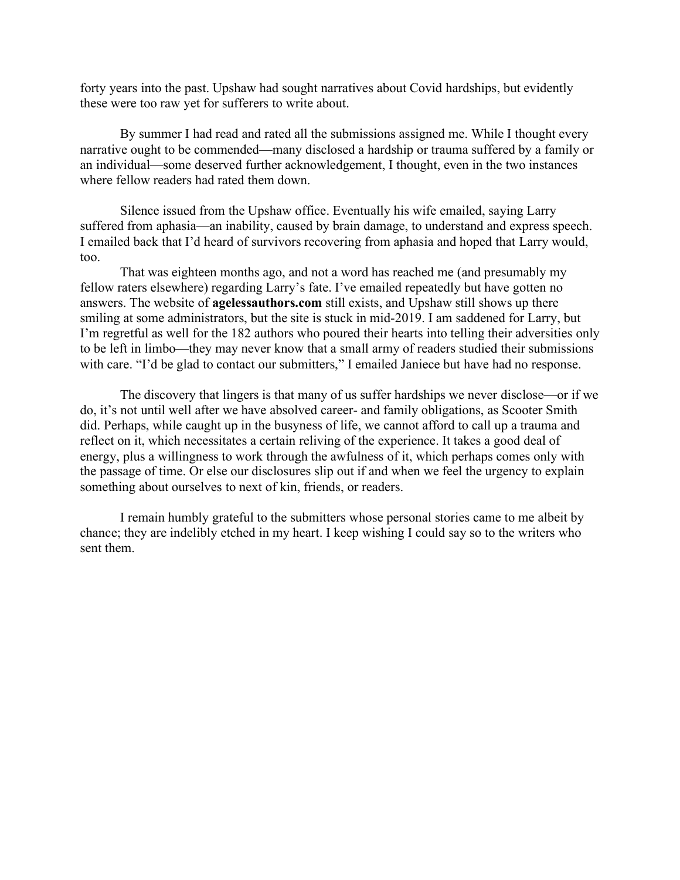forty years into the past. Upshaw had sought narratives about Covid hardships, but evidently these were too raw yet for sufferers to write about.

By summer I had read and rated all the submissions assigned me. While I thought every narrative ought to be commended—many disclosed a hardship or trauma suffered by a family or an individual—some deserved further acknowledgement, I thought, even in the two instances where fellow readers had rated them down.

Silence issued from the Upshaw office. Eventually his wife emailed, saying Larry suffered from aphasia—an inability, caused by brain damage, to understand and express speech. I emailed back that I'd heard of survivors recovering from aphasia and hoped that Larry would, too.

That was eighteen months ago, and not a word has reached me (and presumably my fellow raters elsewhere) regarding Larry's fate. I've emailed repeatedly but have gotten no answers. The website of **agelessauthors.com** still exists, and Upshaw still shows up there smiling at some administrators, but the site is stuck in mid-2019. I am saddened for Larry, but I'm regretful as well for the 182 authors who poured their hearts into telling their adversities only to be left in limbo—they may never know that a small army of readers studied their submissions with care. "I'd be glad to contact our submitters," I emailed Janiece but have had no response.

The discovery that lingers is that many of us suffer hardships we never disclose—or if we do, it's not until well after we have absolved career- and family obligations, as Scooter Smith did. Perhaps, while caught up in the busyness of life, we cannot afford to call up a trauma and reflect on it, which necessitates a certain reliving of the experience. It takes a good deal of energy, plus a willingness to work through the awfulness of it, which perhaps comes only with the passage of time. Or else our disclosures slip out if and when we feel the urgency to explain something about ourselves to next of kin, friends, or readers.

I remain humbly grateful to the submitters whose personal stories came to me albeit by chance; they are indelibly etched in my heart. I keep wishing I could say so to the writers who sent them.